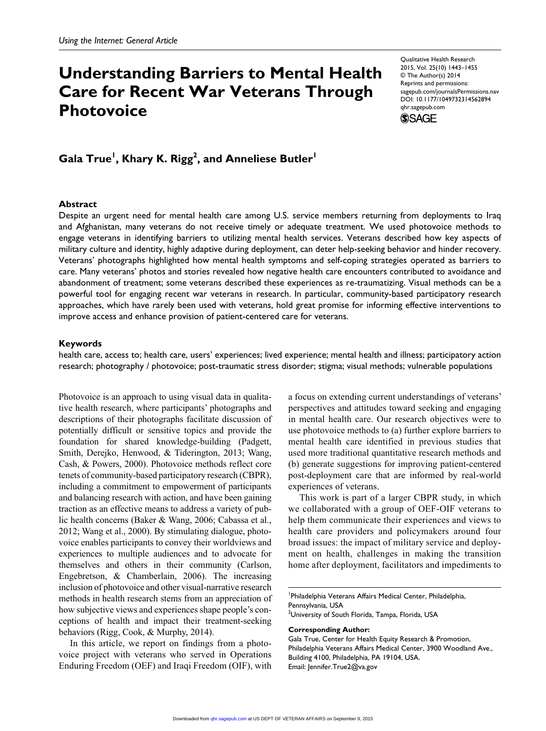*Using the Internet: General Article*

# Understanding Barriers to Mental Health Care for Recent War Veterans Through Photovoice

Qualitative Health Research
2015, Vol. 25(10) 1443–1455
© The Author(s) 2014
Reprints and permissions:
sagepub.com/journalsPermissions.nav
DOI: 10.1177/1049732314562894
qhr.sagepub.com

**Gala True[1], Khary K. Rigg[2], and Anneliese Butler[1]**

## Abstract

Despite an urgent need for mental health care among U.S. service members returning from deployments to Iraq and Afghanistan, many veterans do not receive timely or adequate treatment. We used photovoice methods to engage veterans in identifying barriers to utilizing mental health services. Veterans described how key aspects of military culture and identity, highly adaptive during deployment, can deter help-seeking behavior and hinder recovery. Veterans' photographs highlighted how mental health symptoms and self-coping strategies operated as barriers to care. Many veterans' photos and stories revealed how negative health care encounters contributed to avoidance and abandonment of treatment; some veterans described these experiences as re-traumatizing. Visual methods can be a powerful tool for engaging recent war veterans in research. In particular, community-based participatory research approaches, which have rarely been used with veterans, hold great promise for informing effective interventions to improve access and enhance provision of patient-centered care for veterans.

## Keywords

health care, access to; health care, users' experiences; lived experience; mental health and illness; participatory action research; photography / photovoice; post-traumatic stress disorder; stigma; visual methods; vulnerable populations

Photovoice is an approach to using visual data in qualitative health research, where participants' photographs and descriptions of their photographs facilitate discussion of potentially difficult or sensitive topics and provide the foundation for shared knowledge-building (Padgett, Smith, Derejko, Henwood, & Tiderington, 2013; Wang, Cash, & Powers, 2000). Photovoice methods reflect core tenets of community-based participatory research (CBPR), including a commitment to empowerment of participants and balancing research with action, and have been gaining traction as an effective means to address a variety of public health concerns (Baker & Wang, 2006; Cabassa et al., 2012; Wang et al., 2000). By stimulating dialogue, photovoice enables participants to convey their worldviews and experiences to multiple audiences and to advocate for themselves and others in their community (Carlson, Engebretson, & Chamberlain, 2006). The increasing inclusion of photovoice and other visual-narrative research methods in health research stems from an appreciation of how subjective views and experiences shape people's conceptions of health and impact their treatment-seeking behaviors (Rigg, Cook, & Murphy, 2014).

In this article, we report on findings from a photovoice project with veterans who served in Operations Enduring Freedom (OEF) and Iraqi Freedom (OIF), with a focus on extending current understandings of veterans' perspectives and attitudes toward seeking and engaging in mental health care. Our research objectives were to use photovoice methods to (a) further explore barriers to mental health care identified in previous studies that used more traditional quantitative research methods and (b) generate suggestions for improving patient-centered post-deployment care that are informed by real-world experiences of veterans.

This work is part of a larger CBPR study, in which we collaborated with a group of OEF-OIF veterans to help them communicate their experiences and views to health care providers and policymakers around four broad issues: the impact of military service and deployment on health, challenges in making the transition home after deployment, facilitators and impediments to

[1]Philadelphia Veterans Affairs Medical Center, Philadelphia, Pennsylvania, USA
[2]University of South Florida, Tampa, Florida, USA

**Corresponding Author:**
Gala True, Center for Health Equity Research & Promotion, Philadelphia Veterans Affairs Medical Center, 3900 Woodland Ave., Building 4100, Philadelphia, PA 19104, USA.
Email: Jennifer.True2@va.gov